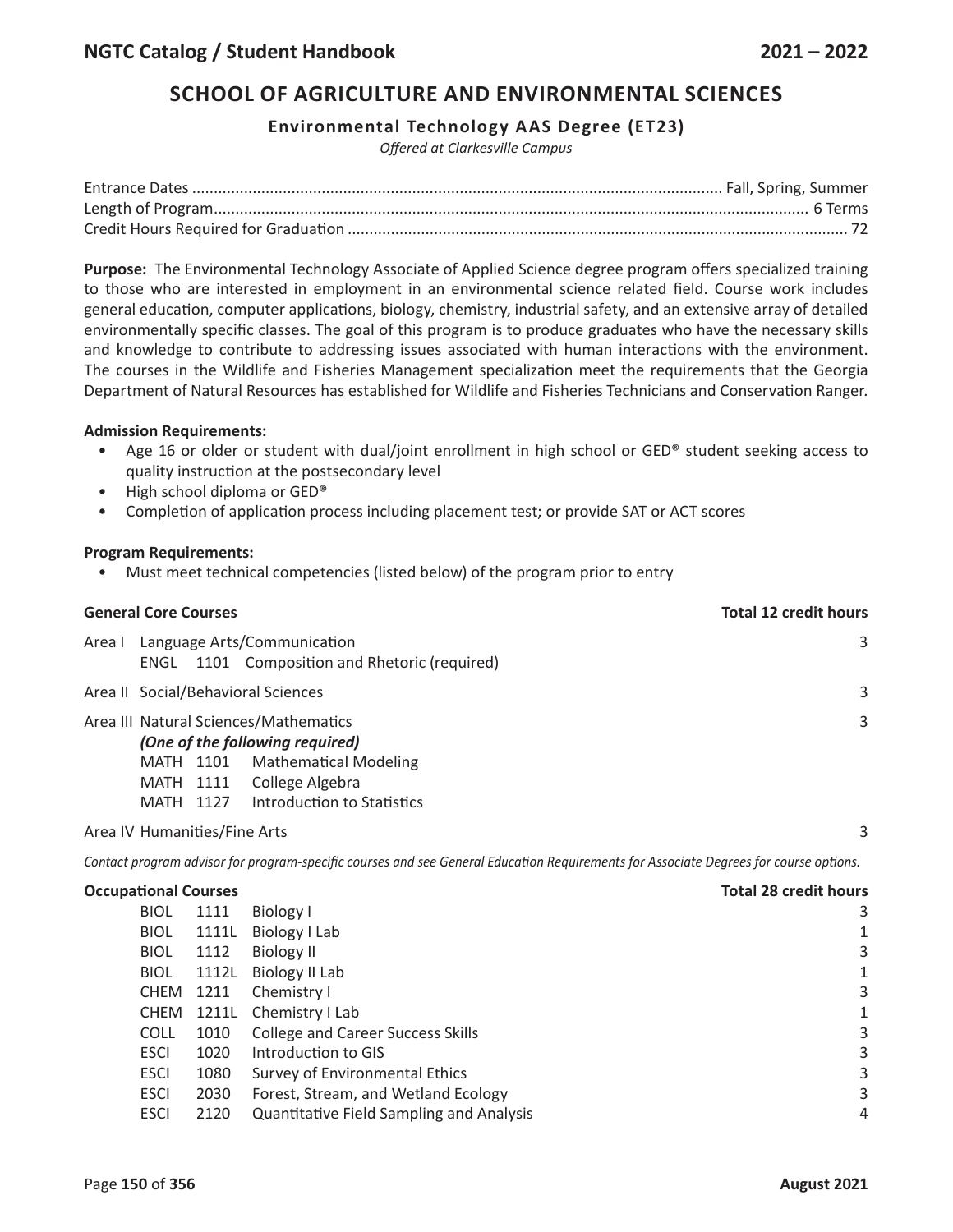# SCHOOL OF AGRICULTURE AND ENVIRONMENTAL SCIENCES

## Environmental Technology AAS Degree (ET23)

*Offered at Clarkesville Campus*

Entrance Dates .......... Fall, Spring, Summer
Length of Program .......... 6 Terms
Credit Hours Required for Graduation .......... 72

**Purpose:** The Environmental Technology Associate of Applied Science degree program offers specialized training to those who are interested in employment in an environmental science related field. Course work includes general education, computer applications, biology, chemistry, industrial safety, and an extensive array of detailed environmentally specific classes. The goal of this program is to produce graduates who have the necessary skills and knowledge to contribute to addressing issues associated with human interactions with the environment. The courses in the Wildlife and Fisheries Management specialization meet the requirements that the Georgia Department of Natural Resources has established for Wildlife and Fisheries Technicians and Conservation Ranger.

**Admission Requirements:**

- Age 16 or older or student with dual/joint enrollment in high school or GED® student seeking access to quality instruction at the postsecondary level
- High school diploma or GED®
- Completion of application process including placement test; or provide SAT or ACT scores

**Program Requirements:**

- Must meet technical competencies (listed below) of the program prior to entry

**General Core Courses** — **Total 12 credit hours**

| Area | Course | Credit Hours |
|---|---|---|
| Area I | Language Arts/Communication<br>ENGL 1101 Composition and Rhetoric (required) | 3 |
| Area II | Social/Behavioral Sciences | 3 |
| Area III | Natural Sciences/Mathematics<br>***(One of the following required)***<br>MATH 1101 Mathematical Modeling<br>MATH 1111 College Algebra<br>MATH 1127 Introduction to Statistics | 3 |
| Area IV | Humanities/Fine Arts | 3 |

*Contact program advisor for program-specific courses and see General Education Requirements for Associate Degrees for course options.*

**Occupational Courses** — **Total 28 credit hours**

| Prefix | Number | Course Title | Credit Hours |
|---|---|---|---|
| BIOL | 1111 | Biology I | 3 |
| BIOL | 1111L | Biology I Lab | 1 |
| BIOL | 1112 | Biology II | 3 |
| BIOL | 1112L | Biology II Lab | 1 |
| CHEM | 1211 | Chemistry I | 3 |
| CHEM | 1211L | Chemistry I Lab | 1 |
| COLL | 1010 | College and Career Success Skills | 3 |
| ESCI | 1020 | Introduction to GIS | 3 |
| ESCI | 1080 | Survey of Environmental Ethics | 3 |
| ESCI | 2030 | Forest, Stream, and Wetland Ecology | 3 |
| ESCI | 2120 | Quantitative Field Sampling and Analysis | 4 |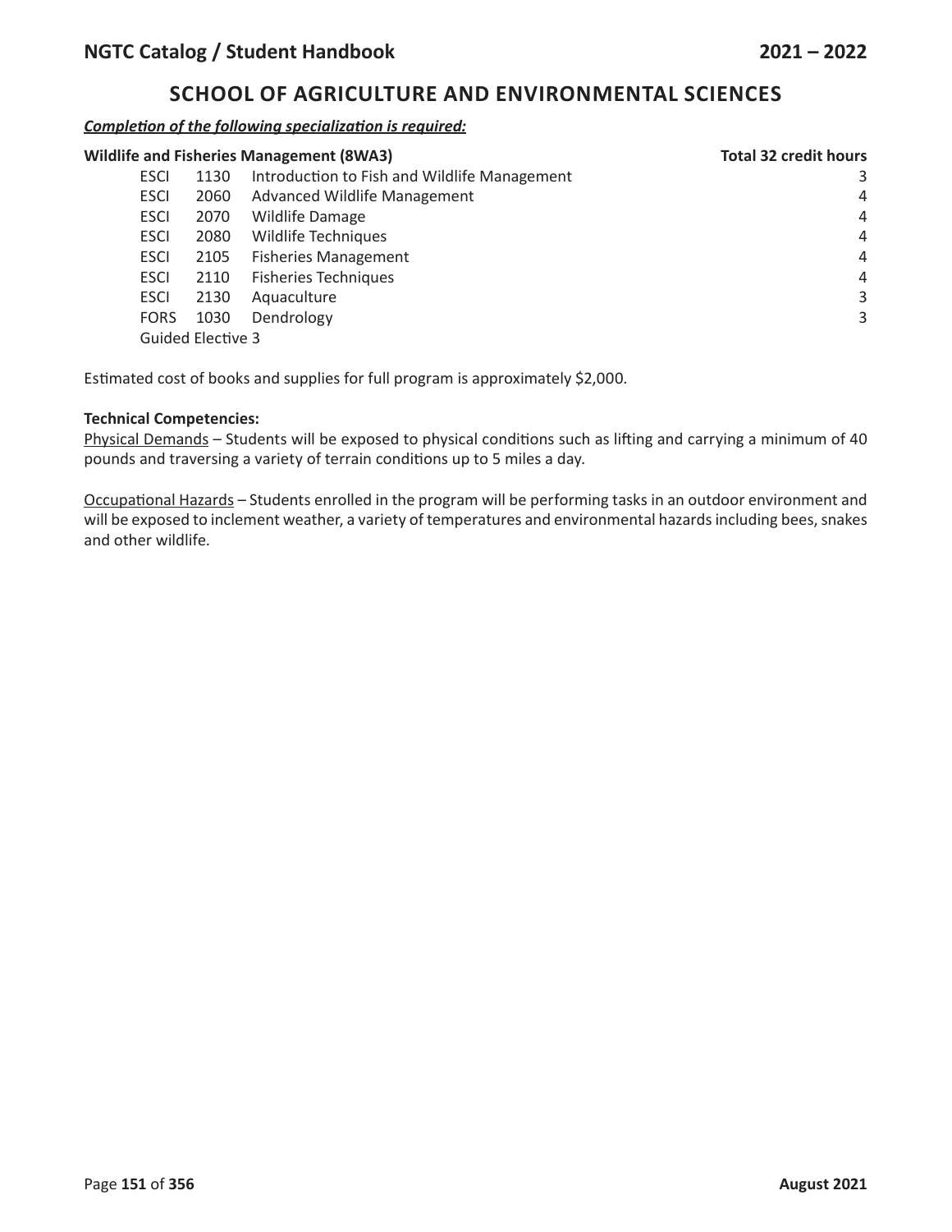## SCHOOL OF AGRICULTURE AND ENVIRONMENTAL SCIENCES

***Completion of the following specialization is required:***

| **Wildlife and Fisheries Management (8WA3)** | | | **Total 32 credit hours** |
|---|---|---|---|
| ESCI | 1130 | Introduction to Fish and Wildlife Management | 3 |
| ESCI | 2060 | Advanced Wildlife Management | 4 |
| ESCI | 2070 | Wildlife Damage | 4 |
| ESCI | 2080 | Wildlife Techniques | 4 |
| ESCI | 2105 | Fisheries Management | 4 |
| ESCI | 2110 | Fisheries Techniques | 4 |
| ESCI | 2130 | Aquaculture | 3 |
| FORS | 1030 | Dendrology | 3 |
| Guided Elective 3 | | | |

Estimated cost of books and supplies for full program is approximately $2,000.

**Technical Competencies:**

Physical Demands – Students will be exposed to physical conditions such as lifting and carrying a minimum of 40 pounds and traversing a variety of terrain conditions up to 5 miles a day.

Occupational Hazards – Students enrolled in the program will be performing tasks in an outdoor environment and will be exposed to inclement weather, a variety of temperatures and environmental hazards including bees, snakes and other wildlife.